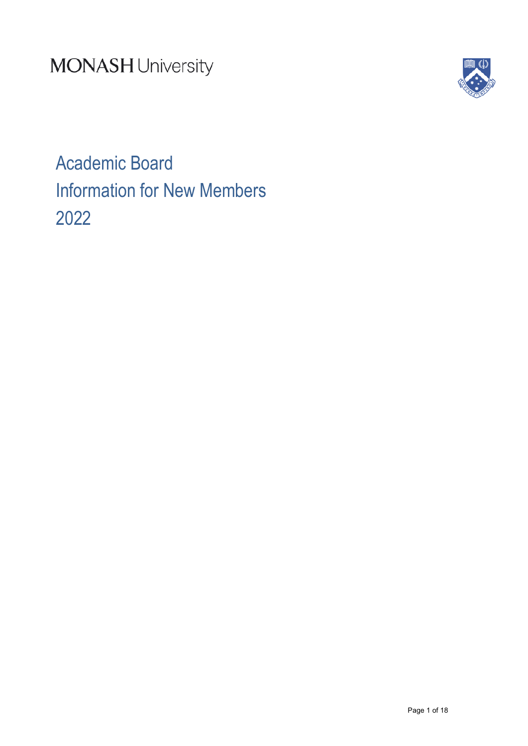MONASH University

# Academic Board
# Information for New Members
# 2022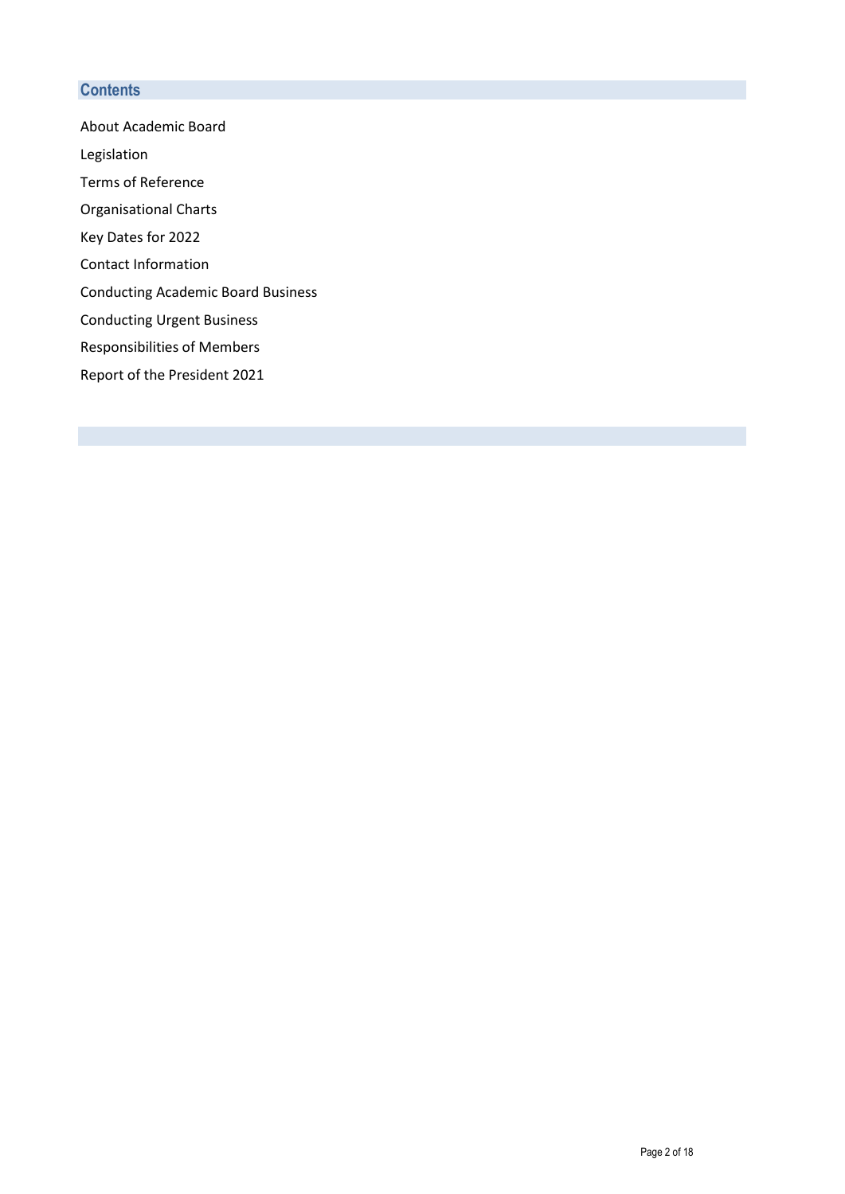## Contents

About Academic Board

Legislation

Terms of Reference

Organisational Charts

Key Dates for 2022

Contact Information

Conducting Academic Board Business

Conducting Urgent Business

Responsibilities of Members

Report of the President 2021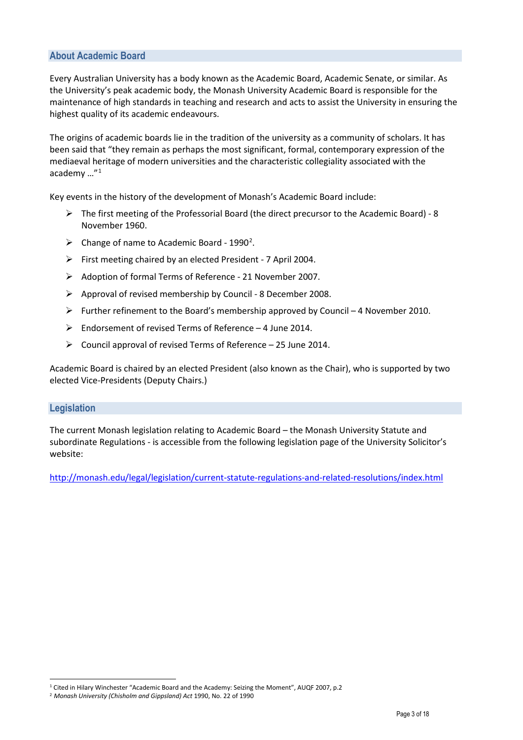## About Academic Board

Every Australian University has a body known as the Academic Board, Academic Senate, or similar. As the University's peak academic body, the Monash University Academic Board is responsible for the maintenance of high standards in teaching and research and acts to assist the University in ensuring the highest quality of its academic endeavours.

The origins of academic boards lie in the tradition of the university as a community of scholars. It has been said that "they remain as perhaps the most significant, formal, contemporary expression of the mediaeval heritage of modern universities and the characteristic collegiality associated with the academy …"[1]

Key events in the history of the development of Monash's Academic Board include:

- The first meeting of the Professorial Board (the direct precursor to the Academic Board) - 8 November 1960.
- Change of name to Academic Board - 1990[2].
- First meeting chaired by an elected President - 7 April 2004.
- Adoption of formal Terms of Reference - 21 November 2007.
- Approval of revised membership by Council - 8 December 2008.
- Further refinement to the Board's membership approved by Council – 4 November 2010.
- Endorsement of revised Terms of Reference – 4 June 2014.
- Council approval of revised Terms of Reference – 25 June 2014.

Academic Board is chaired by an elected President (also known as the Chair), who is supported by two elected Vice-Presidents (Deputy Chairs.)

## Legislation

The current Monash legislation relating to Academic Board – the Monash University Statute and subordinate Regulations - is accessible from the following legislation page of the University Solicitor's website:

http://monash.edu/legal/legislation/current-statute-regulations-and-related-resolutions/index.html

---

[1] Cited in Hilary Winchester "Academic Board and the Academy: Seizing the Moment", AUQF 2007, p.2

[2] *Monash University (Chisholm and Gippsland) Act* 1990, No. 22 of 1990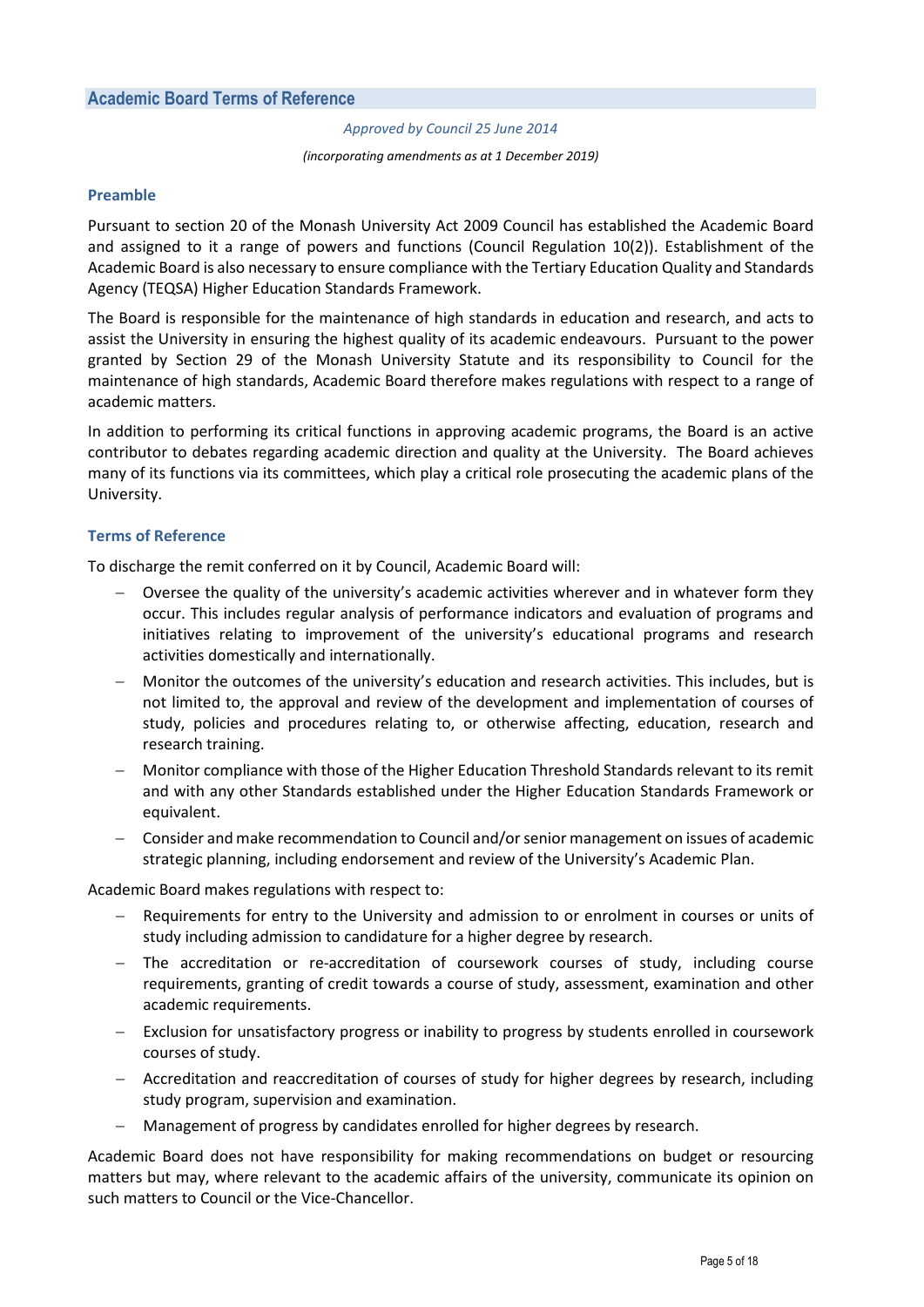## Academic Board Terms of Reference

*Approved by Council 25 June 2014*

*(incorporating amendments as at 1 December 2019)*

### Preamble

Pursuant to section 20 of the Monash University Act 2009 Council has established the Academic Board and assigned to it a range of powers and functions (Council Regulation 10(2)). Establishment of the Academic Board is also necessary to ensure compliance with the Tertiary Education Quality and Standards Agency (TEQSA) Higher Education Standards Framework.

The Board is responsible for the maintenance of high standards in education and research, and acts to assist the University in ensuring the highest quality of its academic endeavours. Pursuant to the power granted by Section 29 of the Monash University Statute and its responsibility to Council for the maintenance of high standards, Academic Board therefore makes regulations with respect to a range of academic matters.

In addition to performing its critical functions in approving academic programs, the Board is an active contributor to debates regarding academic direction and quality at the University. The Board achieves many of its functions via its committees, which play a critical role prosecuting the academic plans of the University.

### Terms of Reference

To discharge the remit conferred on it by Council, Academic Board will:

- Oversee the quality of the university's academic activities wherever and in whatever form they occur. This includes regular analysis of performance indicators and evaluation of programs and initiatives relating to improvement of the university's educational programs and research activities domestically and internationally.
- Monitor the outcomes of the university's education and research activities. This includes, but is not limited to, the approval and review of the development and implementation of courses of study, policies and procedures relating to, or otherwise affecting, education, research and research training.
- Monitor compliance with those of the Higher Education Threshold Standards relevant to its remit and with any other Standards established under the Higher Education Standards Framework or equivalent.
- Consider and make recommendation to Council and/or senior management on issues of academic strategic planning, including endorsement and review of the University's Academic Plan.

Academic Board makes regulations with respect to:

- Requirements for entry to the University and admission to or enrolment in courses or units of study including admission to candidature for a higher degree by research.
- The accreditation or re-accreditation of coursework courses of study, including course requirements, granting of credit towards a course of study, assessment, examination and other academic requirements.
- Exclusion for unsatisfactory progress or inability to progress by students enrolled in coursework courses of study.
- Accreditation and reaccreditation of courses of study for higher degrees by research, including study program, supervision and examination.
- Management of progress by candidates enrolled for higher degrees by research.

Academic Board does not have responsibility for making recommendations on budget or resourcing matters but may, where relevant to the academic affairs of the university, communicate its opinion on such matters to Council or the Vice-Chancellor.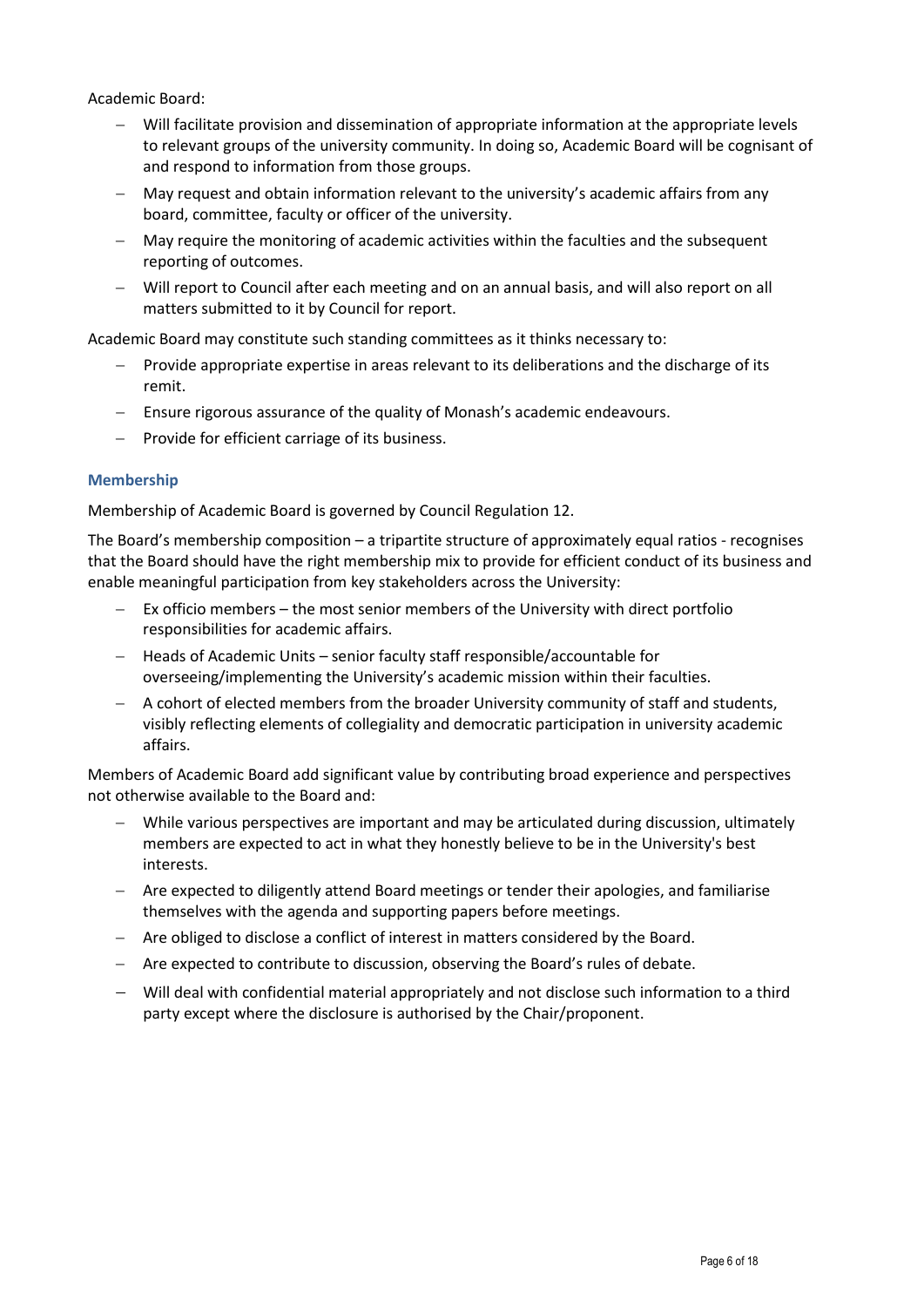Academic Board:

- Will facilitate provision and dissemination of appropriate information at the appropriate levels to relevant groups of the university community. In doing so, Academic Board will be cognisant of and respond to information from those groups.
- May request and obtain information relevant to the university's academic affairs from any board, committee, faculty or officer of the university.
- May require the monitoring of academic activities within the faculties and the subsequent reporting of outcomes.
- Will report to Council after each meeting and on an annual basis, and will also report on all matters submitted to it by Council for report.

Academic Board may constitute such standing committees as it thinks necessary to:

- Provide appropriate expertise in areas relevant to its deliberations and the discharge of its remit.
- Ensure rigorous assurance of the quality of Monash's academic endeavours.
- Provide for efficient carriage of its business.

### Membership

Membership of Academic Board is governed by Council Regulation 12.

The Board's membership composition – a tripartite structure of approximately equal ratios - recognises that the Board should have the right membership mix to provide for efficient conduct of its business and enable meaningful participation from key stakeholders across the University:

- Ex officio members – the most senior members of the University with direct portfolio responsibilities for academic affairs.
- Heads of Academic Units – senior faculty staff responsible/accountable for overseeing/implementing the University's academic mission within their faculties.
- A cohort of elected members from the broader University community of staff and students, visibly reflecting elements of collegiality and democratic participation in university academic affairs.

Members of Academic Board add significant value by contributing broad experience and perspectives not otherwise available to the Board and:

- While various perspectives are important and may be articulated during discussion, ultimately members are expected to act in what they honestly believe to be in the University's best interests.
- Are expected to diligently attend Board meetings or tender their apologies, and familiarise themselves with the agenda and supporting papers before meetings.
- Are obliged to disclose a conflict of interest in matters considered by the Board.
- Are expected to contribute to discussion, observing the Board's rules of debate.
- Will deal with confidential material appropriately and not disclose such information to a third party except where the disclosure is authorised by the Chair/proponent.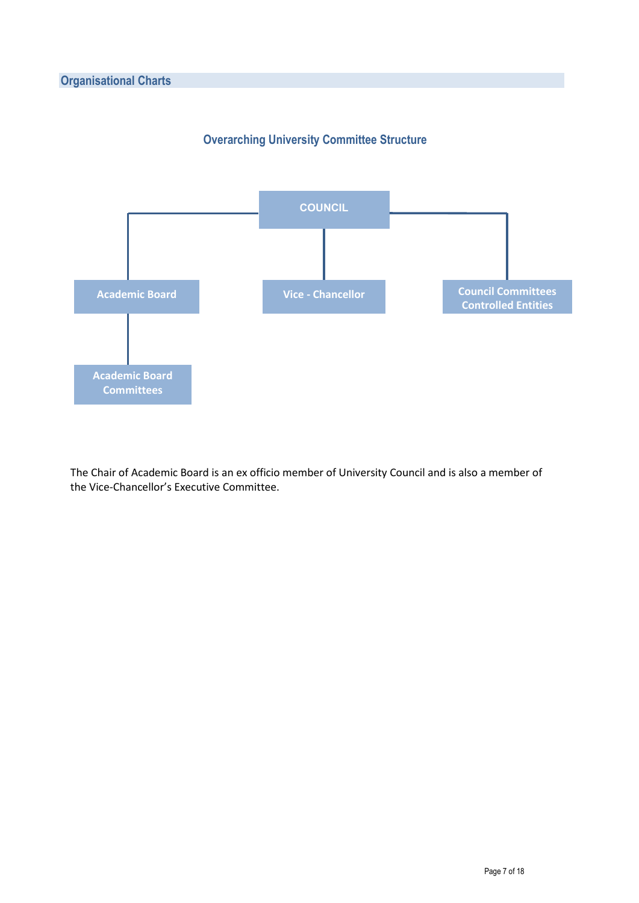## Organisational Charts

### Overarching University Committee Structure

- COUNCIL
  - Academic Board
    - Academic Board Committees
  - Vice - Chancellor
  - Council Committees Controlled Entities

The Chair of Academic Board is an ex officio member of University Council and is also a member of the Vice-Chancellor's Executive Committee.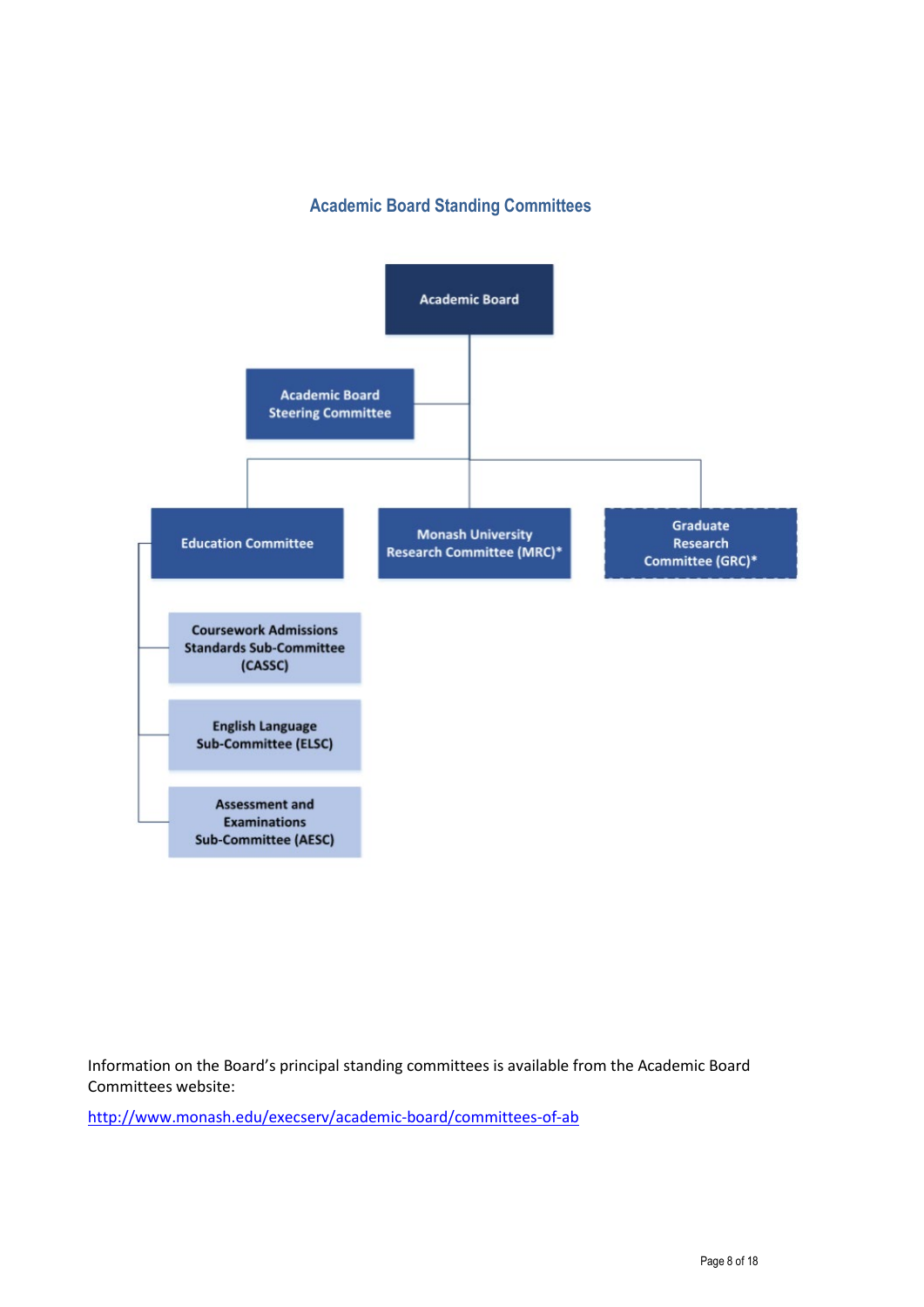## Academic Board Standing Committees

- Academic Board
  - Academic Board Steering Committee
  - Education Committee
    - Coursework Admissions Standards Sub-Committee (CASSC)
    - English Language Sub-Committee (ELSC)
    - Assessment and Examinations Sub-Committee (AESC)
  - Monash University Research Committee (MRC)*
  - Graduate Research Committee (GRC)*

Information on the Board's principal standing committees is available from the Academic Board Committees website:

http://www.monash.edu/execserv/academic-board/committees-of-ab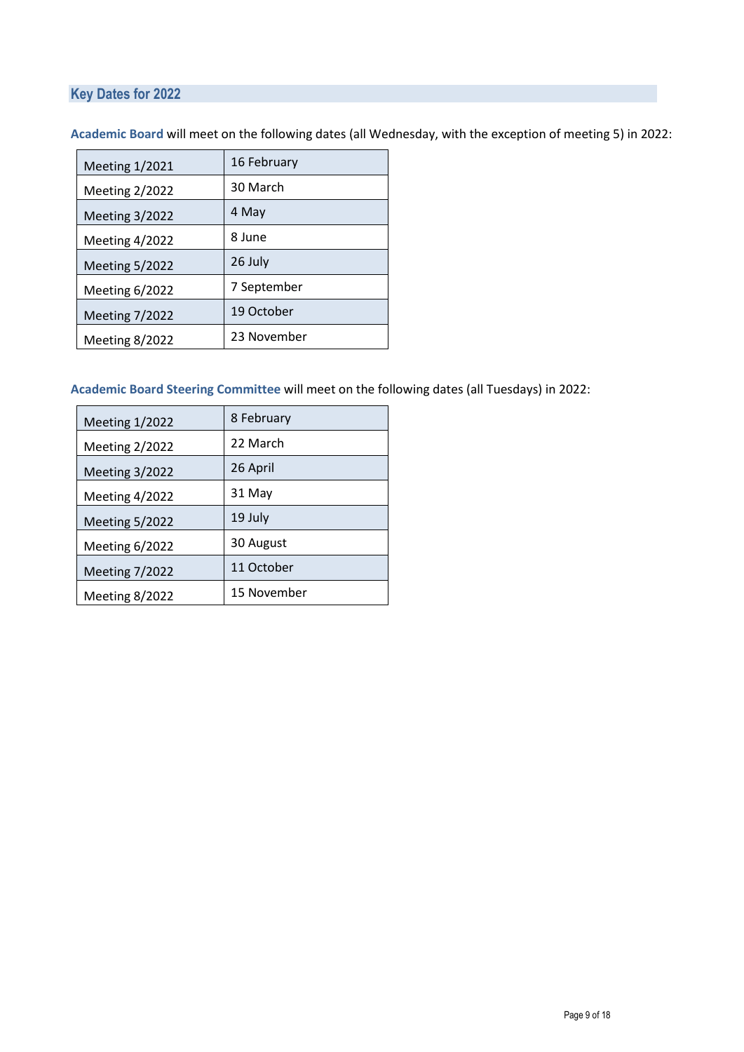## Key Dates for 2022

**Academic Board** will meet on the following dates (all Wednesday, with the exception of meeting 5) in 2022:

| | |
|---|---|
| Meeting 1/2021 | 16 February |
| Meeting 2/2022 | 30 March |
| Meeting 3/2022 | 4 May |
| Meeting 4/2022 | 8 June |
| Meeting 5/2022 | 26 July |
| Meeting 6/2022 | 7 September |
| Meeting 7/2022 | 19 October |
| Meeting 8/2022 | 23 November |

**Academic Board Steering Committee** will meet on the following dates (all Tuesdays) in 2022:

| | |
|---|---|
| Meeting 1/2022 | 8 February |
| Meeting 2/2022 | 22 March |
| Meeting 3/2022 | 26 April |
| Meeting 4/2022 | 31 May |
| Meeting 5/2022 | 19 July |
| Meeting 6/2022 | 30 August |
| Meeting 7/2022 | 11 October |
| Meeting 8/2022 | 15 November |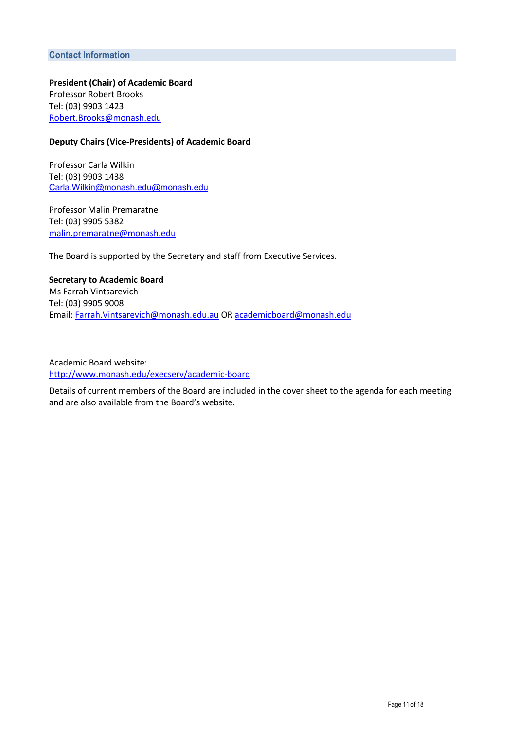## Contact Information

**President (Chair) of Academic Board**
Professor Robert Brooks
Tel: (03) 9903 1423
Robert.Brooks@monash.edu

**Deputy Chairs (Vice-Presidents) of Academic Board**

Professor Carla Wilkin
Tel: (03) 9903 1438
Carla.Wilkin@monash.edu@monash.edu

Professor Malin Premaratne
Tel: (03) 9905 5382
malin.premaratne@monash.edu

The Board is supported by the Secretary and staff from Executive Services.

**Secretary to Academic Board**
Ms Farrah Vintsarevich
Tel: (03) 9905 9008
Email: Farrah.Vintsarevich@monash.edu.au OR academicboard@monash.edu

Academic Board website:
http://www.monash.edu/execserv/academic-board

Details of current members of the Board are included in the cover sheet to the agenda for each meeting and are also available from the Board's website.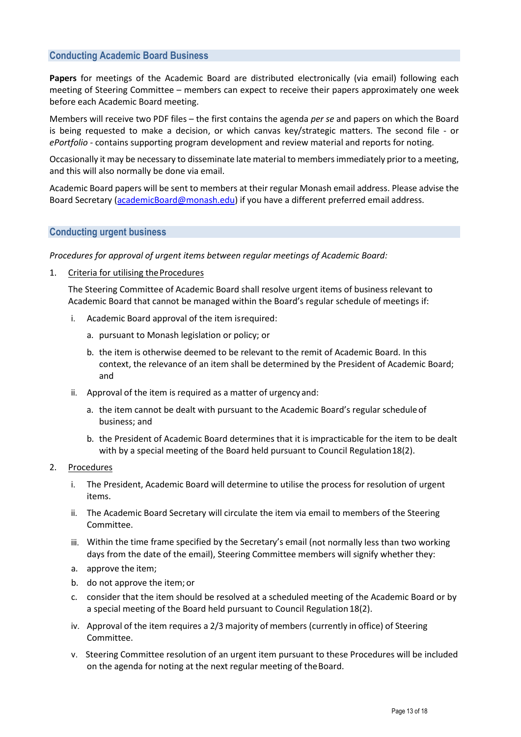## Conducting Academic Board Business

**Papers** for meetings of the Academic Board are distributed electronically (via email) following each meeting of Steering Committee – members can expect to receive their papers approximately one week before each Academic Board meeting.

Members will receive two PDF files – the first contains the agenda *per se* and papers on which the Board is being requested to make a decision, or which canvas key/strategic matters. The second file - or *ePortfolio* - contains supporting program development and review material and reports for noting.

Occasionally it may be necessary to disseminate late material to members immediately prior to a meeting, and this will also normally be done via email.

Academic Board papers will be sent to members at their regular Monash email address. Please advise the Board Secretary (academicBoard@monash.edu) if you have a different preferred email address.

## Conducting urgent business

*Procedures for approval of urgent items between regular meetings of Academic Board:*

1. Criteria for utilising the Procedures

   The Steering Committee of Academic Board shall resolve urgent items of business relevant to Academic Board that cannot be managed within the Board's regular schedule of meetings if:

   i. Academic Board approval of the item is required:

      a. pursuant to Monash legislation or policy; or

      b. the item is otherwise deemed to be relevant to the remit of Academic Board. In this context, the relevance of an item shall be determined by the President of Academic Board; and

   ii. Approval of the item is required as a matter of urgency and:

      a. the item cannot be dealt with pursuant to the Academic Board's regular schedule of business; and

      b. the President of Academic Board determines that it is impracticable for the item to be dealt with by a special meeting of the Board held pursuant to Council Regulation 18(2).

2. Procedures

   i. The President, Academic Board will determine to utilise the process for resolution of urgent items.

   ii. The Academic Board Secretary will circulate the item via email to members of the Steering Committee.

   iii. Within the time frame specified by the Secretary's email (not normally less than two working days from the date of the email), Steering Committee members will signify whether they:

   a. approve the item;

   b. do not approve the item; or

   c. consider that the item should be resolved at a scheduled meeting of the Academic Board or by a special meeting of the Board held pursuant to Council Regulation 18(2).

   iv. Approval of the item requires a 2/3 majority of members (currently in office) of Steering Committee.

   v. Steering Committee resolution of an urgent item pursuant to these Procedures will be included on the agenda for noting at the next regular meeting of the Board.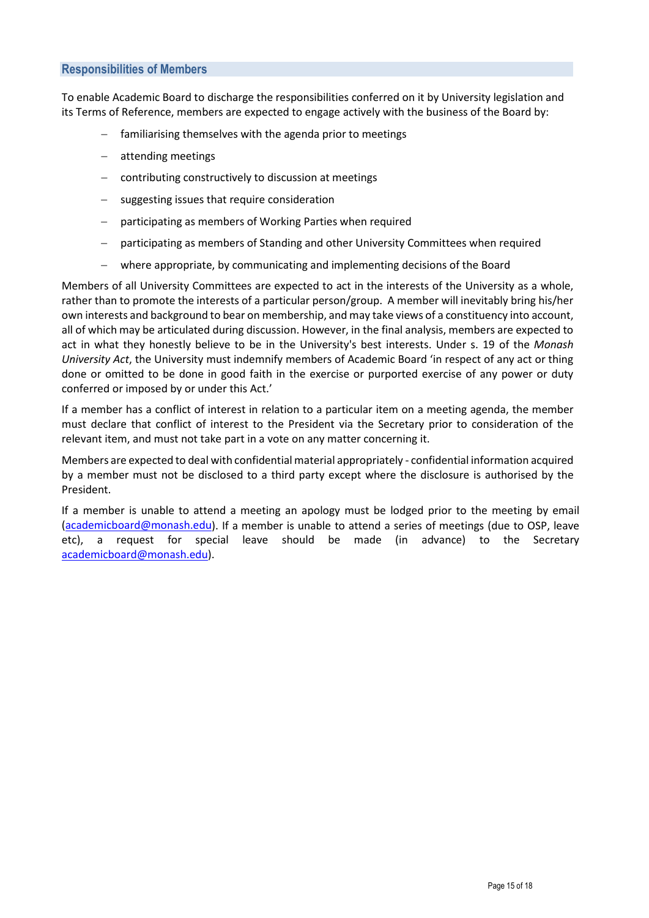## Responsibilities of Members

To enable Academic Board to discharge the responsibilities conferred on it by University legislation and its Terms of Reference, members are expected to engage actively with the business of the Board by:

- familiarising themselves with the agenda prior to meetings
- attending meetings
- contributing constructively to discussion at meetings
- suggesting issues that require consideration
- participating as members of Working Parties when required
- participating as members of Standing and other University Committees when required
- where appropriate, by communicating and implementing decisions of the Board

Members of all University Committees are expected to act in the interests of the University as a whole, rather than to promote the interests of a particular person/group. A member will inevitably bring his/her own interests and background to bear on membership, and may take views of a constituency into account, all of which may be articulated during discussion. However, in the final analysis, members are expected to act in what they honestly believe to be in the University's best interests. Under s. 19 of the *Monash University Act*, the University must indemnify members of Academic Board 'in respect of any act or thing done or omitted to be done in good faith in the exercise or purported exercise of any power or duty conferred or imposed by or under this Act.'

If a member has a conflict of interest in relation to a particular item on a meeting agenda, the member must declare that conflict of interest to the President via the Secretary prior to consideration of the relevant item, and must not take part in a vote on any matter concerning it.

Members are expected to deal with confidential material appropriately - confidential information acquired by a member must not be disclosed to a third party except where the disclosure is authorised by the President.

If a member is unable to attend a meeting an apology must be lodged prior to the meeting by email (academicboard@monash.edu). If a member is unable to attend a series of meetings (due to OSP, leave etc), a request for special leave should be made (in advance) to the Secretary academicboard@monash.edu).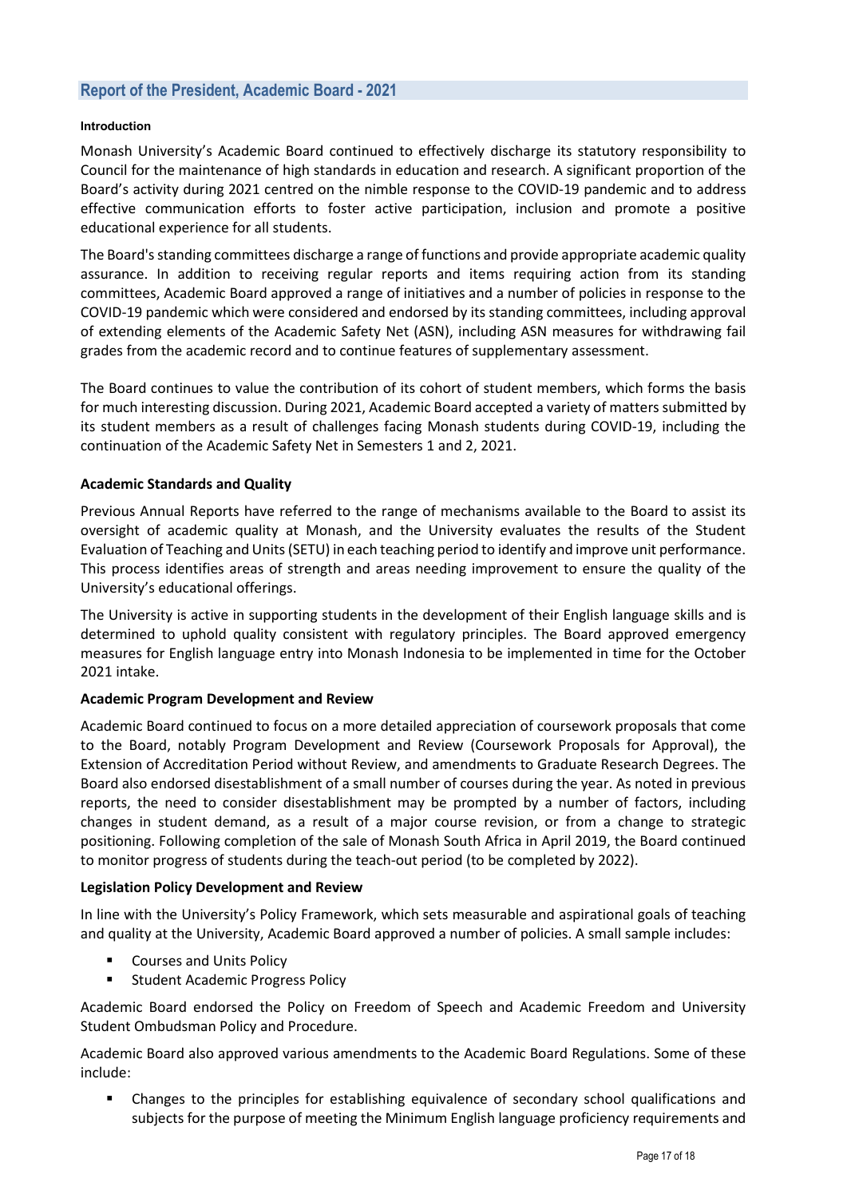## Report of the President, Academic Board - 2021

**Introduction**

Monash University's Academic Board continued to effectively discharge its statutory responsibility to Council for the maintenance of high standards in education and research. A significant proportion of the Board's activity during 2021 centred on the nimble response to the COVID-19 pandemic and to address effective communication efforts to foster active participation, inclusion and promote a positive educational experience for all students.

The Board's standing committees discharge a range of functions and provide appropriate academic quality assurance. In addition to receiving regular reports and items requiring action from its standing committees, Academic Board approved a range of initiatives and a number of policies in response to the COVID-19 pandemic which were considered and endorsed by its standing committees, including approval of extending elements of the Academic Safety Net (ASN), including ASN measures for withdrawing fail grades from the academic record and to continue features of supplementary assessment.

The Board continues to value the contribution of its cohort of student members, which forms the basis for much interesting discussion. During 2021, Academic Board accepted a variety of matters submitted by its student members as a result of challenges facing Monash students during COVID-19, including the continuation of the Academic Safety Net in Semesters 1 and 2, 2021.

**Academic Standards and Quality**

Previous Annual Reports have referred to the range of mechanisms available to the Board to assist its oversight of academic quality at Monash, and the University evaluates the results of the Student Evaluation of Teaching and Units (SETU) in each teaching period to identify and improve unit performance. This process identifies areas of strength and areas needing improvement to ensure the quality of the University's educational offerings.

The University is active in supporting students in the development of their English language skills and is determined to uphold quality consistent with regulatory principles. The Board approved emergency measures for English language entry into Monash Indonesia to be implemented in time for the October 2021 intake.

**Academic Program Development and Review**

Academic Board continued to focus on a more detailed appreciation of coursework proposals that come to the Board, notably Program Development and Review (Coursework Proposals for Approval), the Extension of Accreditation Period without Review, and amendments to Graduate Research Degrees. The Board also endorsed disestablishment of a small number of courses during the year. As noted in previous reports, the need to consider disestablishment may be prompted by a number of factors, including changes in student demand, as a result of a major course revision, or from a change to strategic positioning. Following completion of the sale of Monash South Africa in April 2019, the Board continued to monitor progress of students during the teach-out period (to be completed by 2022).

**Legislation Policy Development and Review**

In line with the University's Policy Framework, which sets measurable and aspirational goals of teaching and quality at the University, Academic Board approved a number of policies. A small sample includes:

- Courses and Units Policy
- Student Academic Progress Policy

Academic Board endorsed the Policy on Freedom of Speech and Academic Freedom and University Student Ombudsman Policy and Procedure.

Academic Board also approved various amendments to the Academic Board Regulations. Some of these include:

- Changes to the principles for establishing equivalence of secondary school qualifications and subjects for the purpose of meeting the Minimum English language proficiency requirements and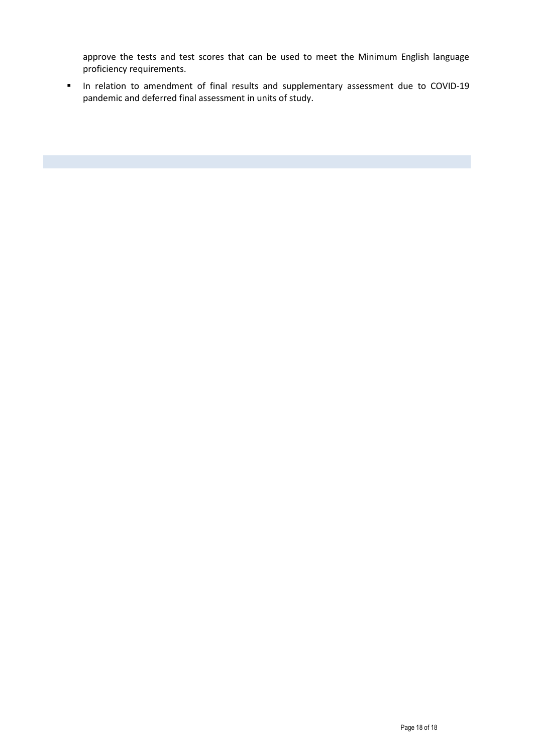approve the tests and test scores that can be used to meet the Minimum English language proficiency requirements.

- In relation to amendment of final results and supplementary assessment due to COVID-19 pandemic and deferred final assessment in units of study.